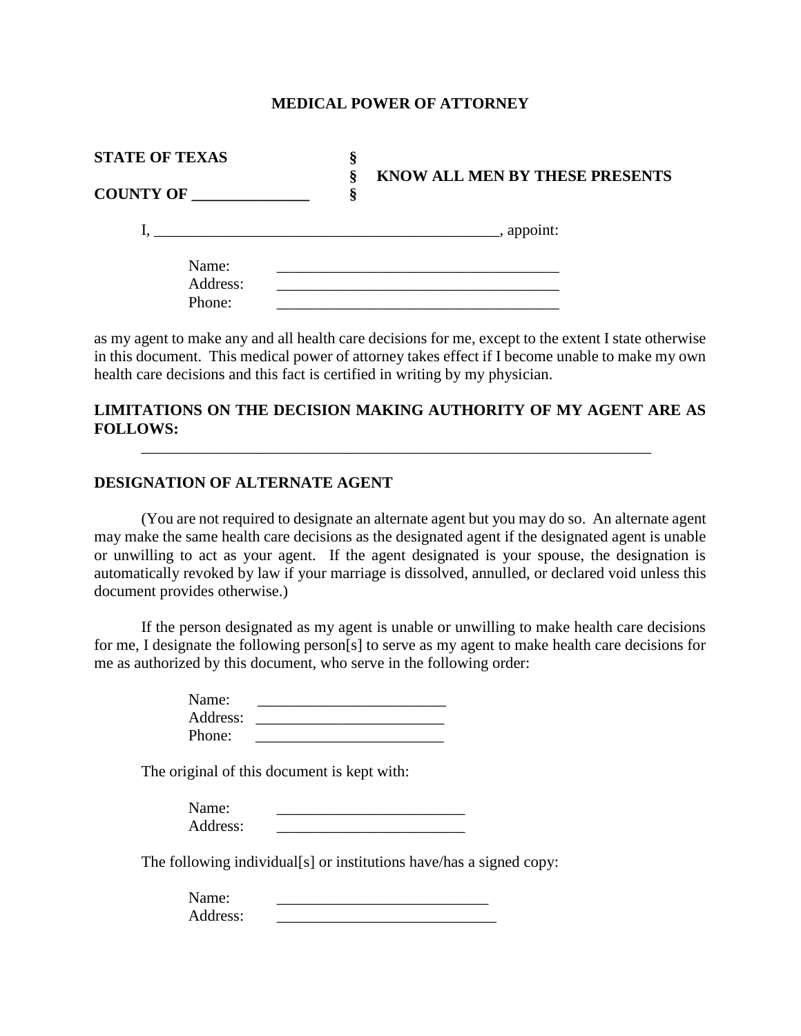# MEDICAL POWER OF ATTORNEY

**STATE OF TEXAS** §
§ **KNOW ALL MEN BY THESE PRESENTS**
**COUNTY OF \_\_\_\_\_\_\_\_\_\_\_\_\_\_\_** §

I, \_\_\_\_\_\_\_\_\_\_\_\_\_\_\_\_\_\_\_\_\_\_\_\_\_\_\_\_\_\_\_\_\_\_\_\_\_\_\_\_\_\_\_\_\_, appoint:

Name: \_\_\_\_\_\_\_\_\_\_\_\_\_\_\_\_\_\_\_\_\_\_\_\_\_\_\_\_\_\_\_\_\_\_\_\_\_\_
Address: \_\_\_\_\_\_\_\_\_\_\_\_\_\_\_\_\_\_\_\_\_\_\_\_\_\_\_\_\_\_\_\_\_\_\_\_\_\_
Phone: \_\_\_\_\_\_\_\_\_\_\_\_\_\_\_\_\_\_\_\_\_\_\_\_\_\_\_\_\_\_\_\_\_\_\_\_\_\_

as my agent to make any and all health care decisions for me, except to the extent I state otherwise in this document. This medical power of attorney takes effect if I become unable to make my own health care decisions and this fact is certified in writing by my physician.

**LIMITATIONS ON THE DECISION MAKING AUTHORITY OF MY AGENT ARE AS FOLLOWS:**

\_\_\_\_\_\_\_\_\_\_\_\_\_\_\_\_\_\_\_\_\_\_\_\_\_\_\_\_\_\_\_\_\_\_\_\_\_\_\_\_\_\_\_\_\_\_\_\_\_\_\_\_\_\_\_\_\_\_\_\_\_\_\_\_\_\_

**DESIGNATION OF ALTERNATE AGENT**

(You are not required to designate an alternate agent but you may do so. An alternate agent may make the same health care decisions as the designated agent if the designated agent is unable or unwilling to act as your agent. If the agent designated is your spouse, the designation is automatically revoked by law if your marriage is dissolved, annulled, or declared void unless this document provides otherwise.)

If the person designated as my agent is unable or unwilling to make health care decisions for me, I designate the following person[s] to serve as my agent to make health care decisions for me as authorized by this document, who serve in the following order:

Name: \_\_\_\_\_\_\_\_\_\_\_\_\_\_\_\_\_\_\_\_\_\_\_\_\_
Address: \_\_\_\_\_\_\_\_\_\_\_\_\_\_\_\_\_\_\_\_\_\_\_\_\_
Phone: \_\_\_\_\_\_\_\_\_\_\_\_\_\_\_\_\_\_\_\_\_\_\_\_\_

The original of this document is kept with:

Name: \_\_\_\_\_\_\_\_\_\_\_\_\_\_\_\_\_\_\_\_\_\_\_\_\_
Address: \_\_\_\_\_\_\_\_\_\_\_\_\_\_\_\_\_\_\_\_\_\_\_\_\_

The following individual[s] or institutions have/has a signed copy:

Name: \_\_\_\_\_\_\_\_\_\_\_\_\_\_\_\_\_\_\_\_\_\_\_\_\_\_\_\_
Address: \_\_\_\_\_\_\_\_\_\_\_\_\_\_\_\_\_\_\_\_\_\_\_\_\_\_\_\_\_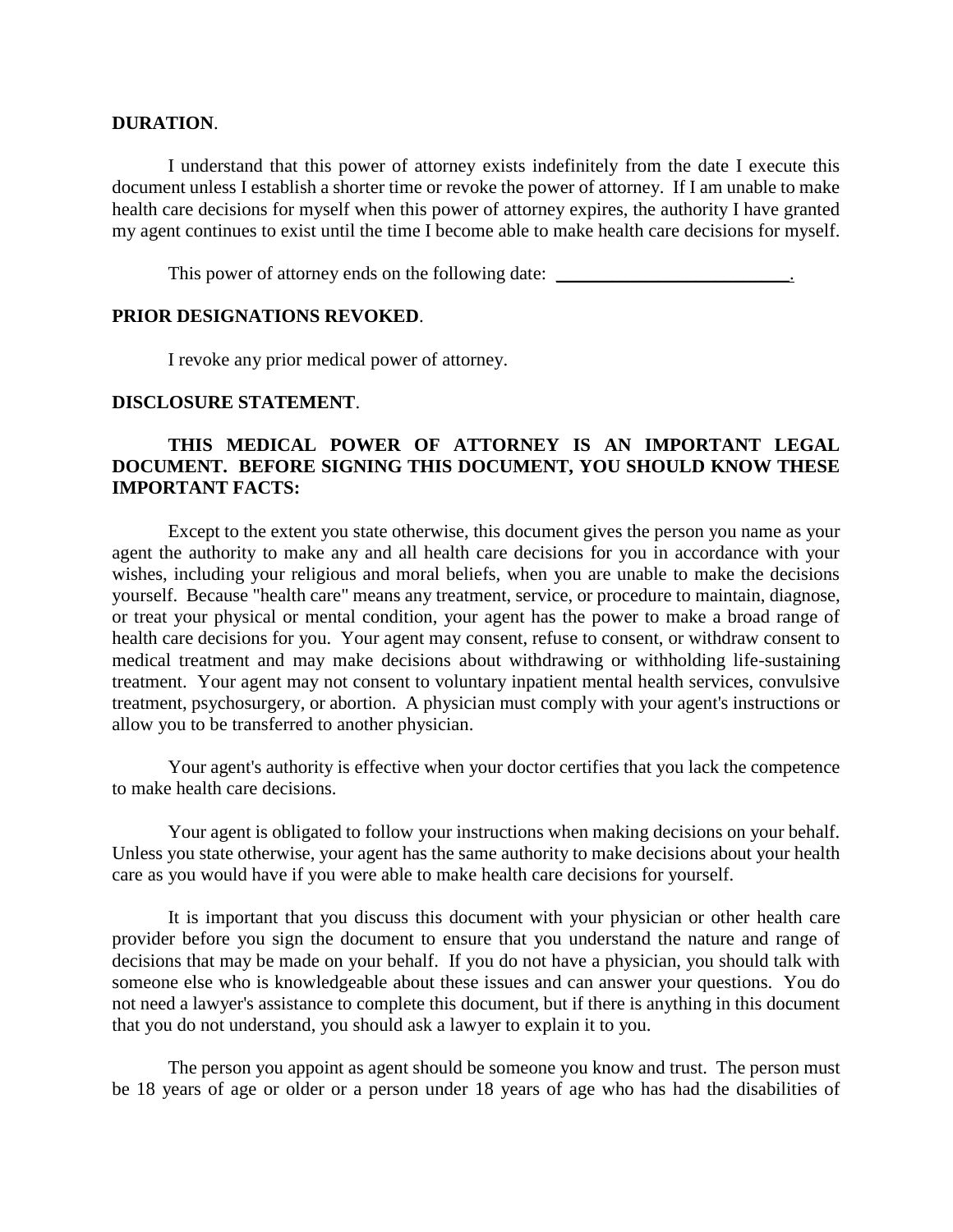**DURATION**.

I understand that this power of attorney exists indefinitely from the date I execute this document unless I establish a shorter time or revoke the power of attorney. If I am unable to make health care decisions for myself when this power of attorney expires, the authority I have granted my agent continues to exist until the time I become able to make health care decisions for myself.

This power of attorney ends on the following date: \_\_\_\_\_\_\_\_\_\_\_\_\_\_\_\_\_\_\_\_\_\_\_\_\_\_.

**PRIOR DESIGNATIONS REVOKED**.

I revoke any prior medical power of attorney.

**DISCLOSURE STATEMENT**.

**THIS MEDICAL POWER OF ATTORNEY IS AN IMPORTANT LEGAL DOCUMENT. BEFORE SIGNING THIS DOCUMENT, YOU SHOULD KNOW THESE IMPORTANT FACTS:**

Except to the extent you state otherwise, this document gives the person you name as your agent the authority to make any and all health care decisions for you in accordance with your wishes, including your religious and moral beliefs, when you are unable to make the decisions yourself. Because "health care" means any treatment, service, or procedure to maintain, diagnose, or treat your physical or mental condition, your agent has the power to make a broad range of health care decisions for you. Your agent may consent, refuse to consent, or withdraw consent to medical treatment and may make decisions about withdrawing or withholding life-sustaining treatment. Your agent may not consent to voluntary inpatient mental health services, convulsive treatment, psychosurgery, or abortion. A physician must comply with your agent's instructions or allow you to be transferred to another physician.

Your agent's authority is effective when your doctor certifies that you lack the competence to make health care decisions.

Your agent is obligated to follow your instructions when making decisions on your behalf. Unless you state otherwise, your agent has the same authority to make decisions about your health care as you would have if you were able to make health care decisions for yourself.

It is important that you discuss this document with your physician or other health care provider before you sign the document to ensure that you understand the nature and range of decisions that may be made on your behalf. If you do not have a physician, you should talk with someone else who is knowledgeable about these issues and can answer your questions. You do not need a lawyer's assistance to complete this document, but if there is anything in this document that you do not understand, you should ask a lawyer to explain it to you.

The person you appoint as agent should be someone you know and trust. The person must be 18 years of age or older or a person under 18 years of age who has had the disabilities of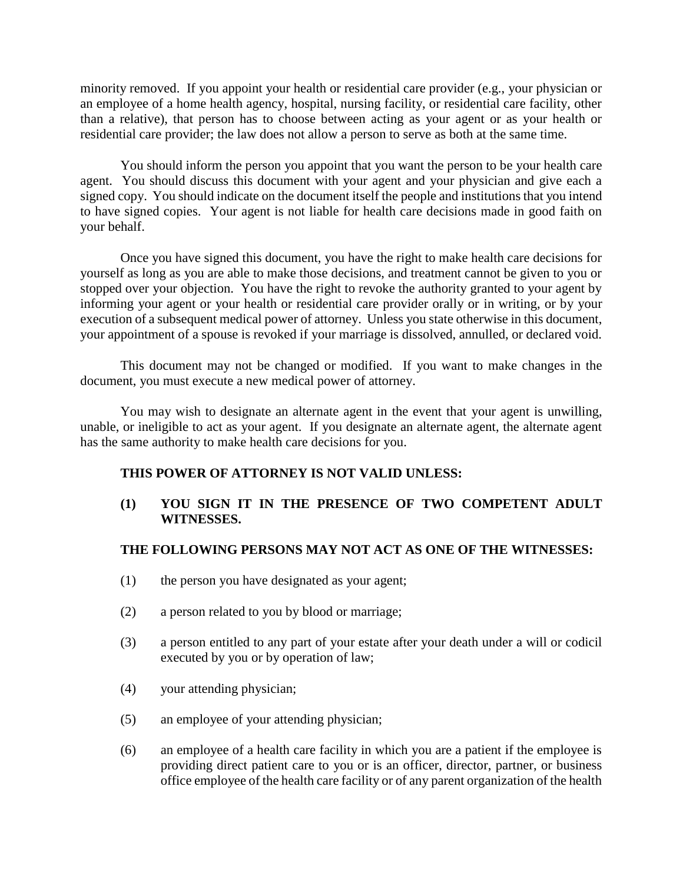minority removed. If you appoint your health or residential care provider (e.g., your physician or an employee of a home health agency, hospital, nursing facility, or residential care facility, other than a relative), that person has to choose between acting as your agent or as your health or residential care provider; the law does not allow a person to serve as both at the same time.

You should inform the person you appoint that you want the person to be your health care agent. You should discuss this document with your agent and your physician and give each a signed copy. You should indicate on the document itself the people and institutions that you intend to have signed copies. Your agent is not liable for health care decisions made in good faith on your behalf.

Once you have signed this document, you have the right to make health care decisions for yourself as long as you are able to make those decisions, and treatment cannot be given to you or stopped over your objection. You have the right to revoke the authority granted to your agent by informing your agent or your health or residential care provider orally or in writing, or by your execution of a subsequent medical power of attorney. Unless you state otherwise in this document, your appointment of a spouse is revoked if your marriage is dissolved, annulled, or declared void.

This document may not be changed or modified. If you want to make changes in the document, you must execute a new medical power of attorney.

You may wish to designate an alternate agent in the event that your agent is unwilling, unable, or ineligible to act as your agent. If you designate an alternate agent, the alternate agent has the same authority to make health care decisions for you.

**THIS POWER OF ATTORNEY IS NOT VALID UNLESS:**

**(1) YOU SIGN IT IN THE PRESENCE OF TWO COMPETENT ADULT WITNESSES.**

**THE FOLLOWING PERSONS MAY NOT ACT AS ONE OF THE WITNESSES:**

(1) the person you have designated as your agent;

(2) a person related to you by blood or marriage;

(3) a person entitled to any part of your estate after your death under a will or codicil executed by you or by operation of law;

(4) your attending physician;

(5) an employee of your attending physician;

(6) an employee of a health care facility in which you are a patient if the employee is providing direct patient care to you or is an officer, director, partner, or business office employee of the health care facility or of any parent organization of the health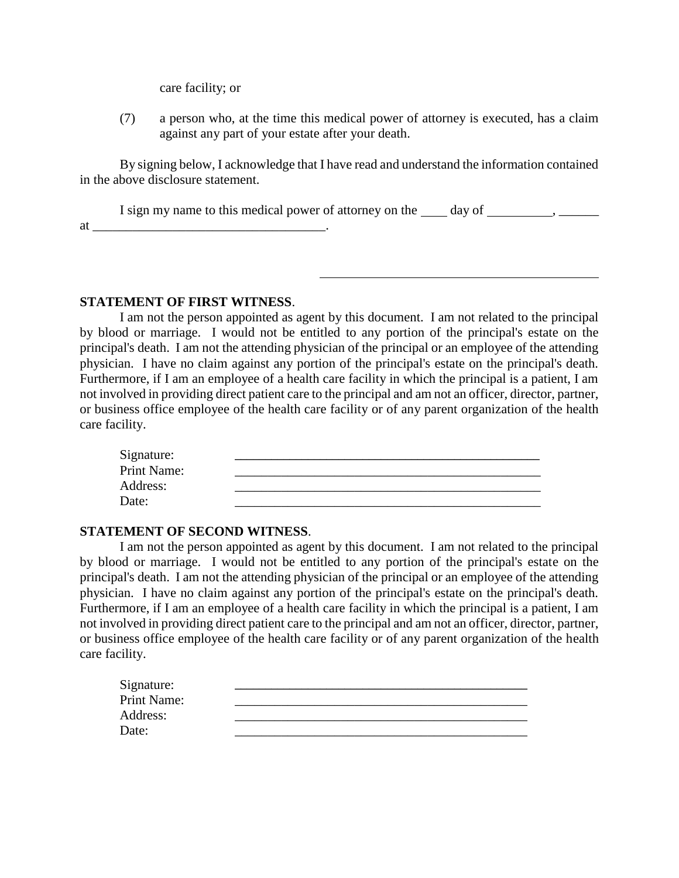care facility; or

(7) a person who, at the time this medical power of attorney is executed, has a claim against any part of your estate after your death.

By signing below, I acknowledge that I have read and understand the information contained in the above disclosure statement.

I sign my name to this medical power of attorney on the ____ day of __________, ______ at ____________________________________.

____________________________________________

**STATEMENT OF FIRST WITNESS**.

I am not the person appointed as agent by this document. I am not related to the principal by blood or marriage. I would not be entitled to any portion of the principal's estate on the principal's death. I am not the attending physician of the principal or an employee of the attending physician. I have no claim against any portion of the principal's estate on the principal's death. Furthermore, if I am an employee of a health care facility in which the principal is a patient, I am not involved in providing direct patient care to the principal and am not an officer, director, partner, or business office employee of the health care facility or of any parent organization of the health care facility.

Signature: ________________________________________________
Print Name: ________________________________________________
Address: ________________________________________________
Date: ________________________________________________

**STATEMENT OF SECOND WITNESS**.

I am not the person appointed as agent by this document. I am not related to the principal by blood or marriage. I would not be entitled to any portion of the principal's estate on the principal's death. I am not the attending physician of the principal or an employee of the attending physician. I have no claim against any portion of the principal's estate on the principal's death. Furthermore, if I am an employee of a health care facility in which the principal is a patient, I am not involved in providing direct patient care to the principal and am not an officer, director, partner, or business office employee of the health care facility or of any parent organization of the health care facility.

Signature: ______________________________________________
Print Name: ______________________________________________
Address: ______________________________________________
Date: ______________________________________________